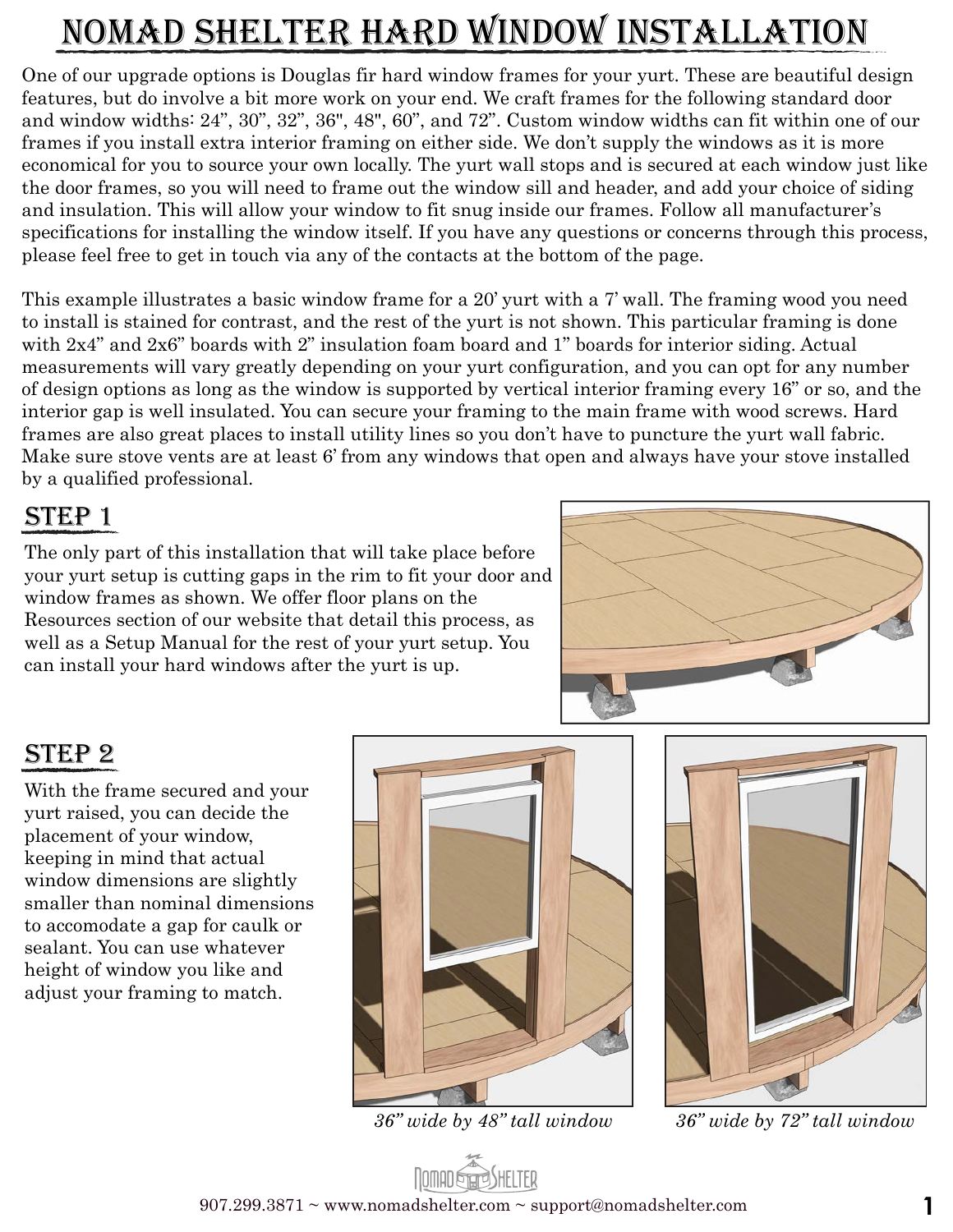# Nomad Shelter Hard Window Installation

One of our upgrade options is Douglas fir hard window frames for your yurt. These are beautiful design features, but do involve a bit more work on your end. We craft frames for the following standard door and window widths: 24", 30", 32", 36", 48", 60", and 72". Custom window widths can fit within one of our frames if you install extra interior framing on either side. We don't supply the windows as it is more economical for you to source your own locally. The yurt wall stops and is secured at each window just like the door frames, so you will need to frame out the window sill and header, and add your choice of siding and insulation. This will allow your window to fit snug inside our frames. Follow all manufacturer's specifications for installing the window itself. If you have any questions or concerns through this process, please feel free to get in touch via any of the contacts at the bottom of the page.

This example illustrates a basic window frame for a 20' yurt with a 7' wall. The framing wood you need to install is stained for contrast, and the rest of the yurt is not shown. This particular framing is done with 2x4" and 2x6" boards with 2" insulation foam board and 1" boards for interior siding. Actual measurements will vary greatly depending on your yurt configuration, and you can opt for any number of design options as long as the window is supported by vertical interior framing every 16" or so, and the interior gap is well insulated. You can secure your framing to the main frame with wood screws. Hard frames are also great places to install utility lines so you don't have to puncture the yurt wall fabric. Make sure stove vents are at least 6' from any windows that open and always have your stove installed by a qualified professional.

## Step 1

The only part of this installation that will take place before your yurt setup is cutting gaps in the rim to fit your door and window frames as shown. We offer floor plans on the Resources section of our website that detail this process, as well as a Setup Manual for the rest of your yurt setup. You can install your hard windows after the yurt is up.

## Step 2

With the frame secured and your yurt raised, you can decide the placement of your window, keeping in mind that actual window dimensions are slightly smaller than nominal dimensions to accomodate a gap for caulk or sealant. You can use whatever height of window you like and adjust your framing to match.

*36" wide by 48" tall window*

*36" wide by 72" tall window*

907.299.3871 ~ www.nomadshelter.com ~ support@nomadshelter.com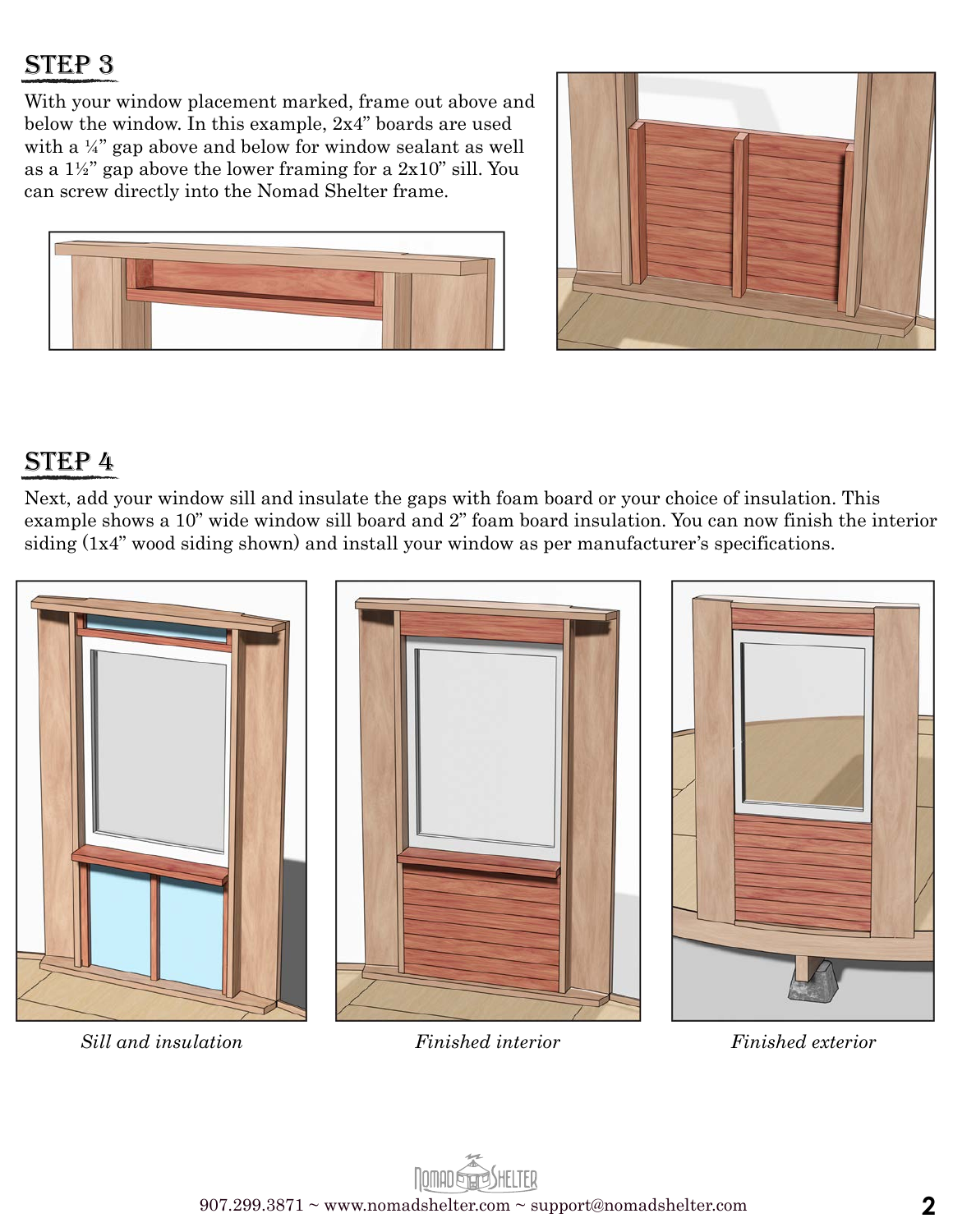## STEP 3

With your window placement marked, frame out above and below the window. In this example, 2x4" boards are used with a ¼" gap above and below for window sealant as well as a 1½" gap above the lower framing for a 2x10" sill. You can screw directly into the Nomad Shelter frame.

## STEP 4

Next, add your window sill and insulate the gaps with foam board or your choice of insulation. This example shows a 10" wide window sill board and 2" foam board insulation. You can now finish the interior siding (1x4" wood siding shown) and install your window as per manufacturer's specifications.

*Sill and insulation*

*Finished interior*

*Finished exterior*

907.299.3871 ~ www.nomadshelter.com ~ support@nomadshelter.com